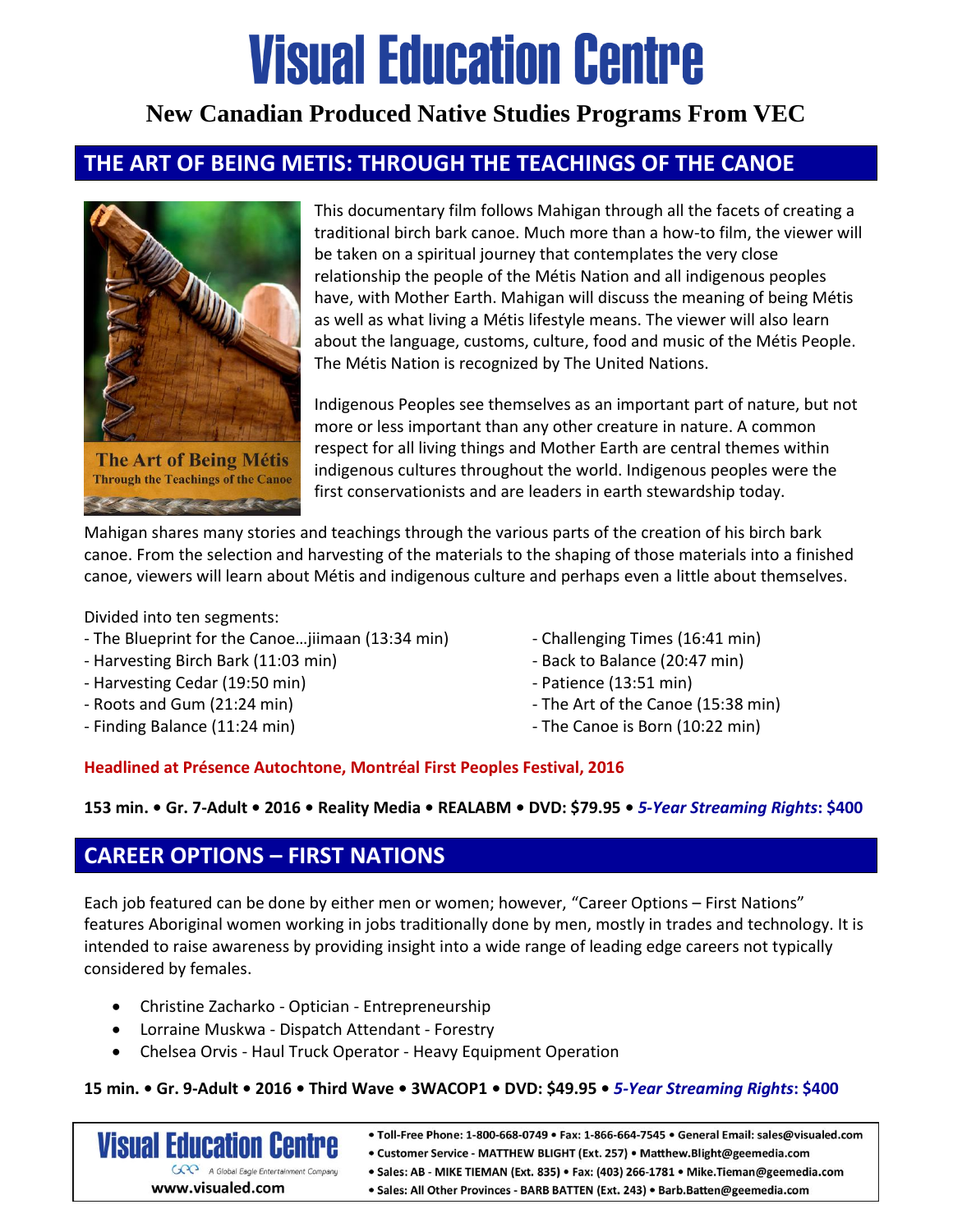# Visual Education Centre

## New Canadian Produced Native Studies Programs From VEC

## THE ART OF BEING METIS: THROUGH THE TEACHINGS OF THE CANOE

The Art of Being Métis
Through the Teachings of the Canoe

This documentary film follows Mahigan through all the facets of creating a traditional birch bark canoe. Much more than a how-to film, the viewer will be taken on a spiritual journey that contemplates the very close relationship the people of the Métis Nation and all indigenous peoples have, with Mother Earth. Mahigan will discuss the meaning of being Métis as well as what living a Métis lifestyle means. The viewer will also learn about the language, customs, culture, food and music of the Métis People. The Métis Nation is recognized by The United Nations.

Indigenous Peoples see themselves as an important part of nature, but not more or less important than any other creature in nature. A common respect for all living things and Mother Earth are central themes within indigenous cultures throughout the world. Indigenous peoples were the first conservationists and are leaders in earth stewardship today.

Mahigan shares many stories and teachings through the various parts of the creation of his birch bark canoe. From the selection and harvesting of the materials to the shaping of those materials into a finished canoe, viewers will learn about Métis and indigenous culture and perhaps even a little about themselves.

Divided into ten segments:
- The Blueprint for the Canoe…jiimaan (13:34 min)
- Harvesting Birch Bark (11:03 min)
- Harvesting Cedar (19:50 min)
- Roots and Gum (21:24 min)
- Finding Balance (11:24 min)
- Challenging Times (16:41 min)
- Back to Balance (20:47 min)
- Patience (13:51 min)
- The Art of the Canoe (15:38 min)
- The Canoe is Born (10:22 min)

**Headlined at Présence Autochtone, Montréal First Peoples Festival, 2016**

**153 min. • Gr. 7-Adult • 2016 • Reality Media • REALABM • DVD: $79.95 • *5-Year Streaming Rights*: $400**

## CAREER OPTIONS – FIRST NATIONS

Each job featured can be done by either men or women; however, "Career Options – First Nations" features Aboriginal women working in jobs traditionally done by men, mostly in trades and technology. It is intended to raise awareness by providing insight into a wide range of leading edge careers not typically considered by females.

- Christine Zacharko - Optician - Entrepreneurship
- Lorraine Muskwa - Dispatch Attendant - Forestry
- Chelsea Orvis - Haul Truck Operator - Heavy Equipment Operation

**15 min. • Gr. 9-Adult • 2016 • Third Wave • 3WACOP1 • DVD: $49.95 • *5-Year Streaming Rights*: $400**

---

**Visual Education Centre**
A Global Eagle Entertainment Company
www.visualed.com

- **Toll-Free Phone: 1-800-668-0749 • Fax: 1-866-664-7545 • General Email: sales@visualed.com**
- **Customer Service - MATTHEW BLIGHT (Ext. 257) • Matthew.Blight@geemedia.com**
- **Sales: AB - MIKE TIEMAN (Ext. 835) • Fax: (403) 266-1781 • Mike.Tieman@geemedia.com**
- **Sales: All Other Provinces - BARB BATTEN (Ext. 243) • Barb.Batten@geemedia.com**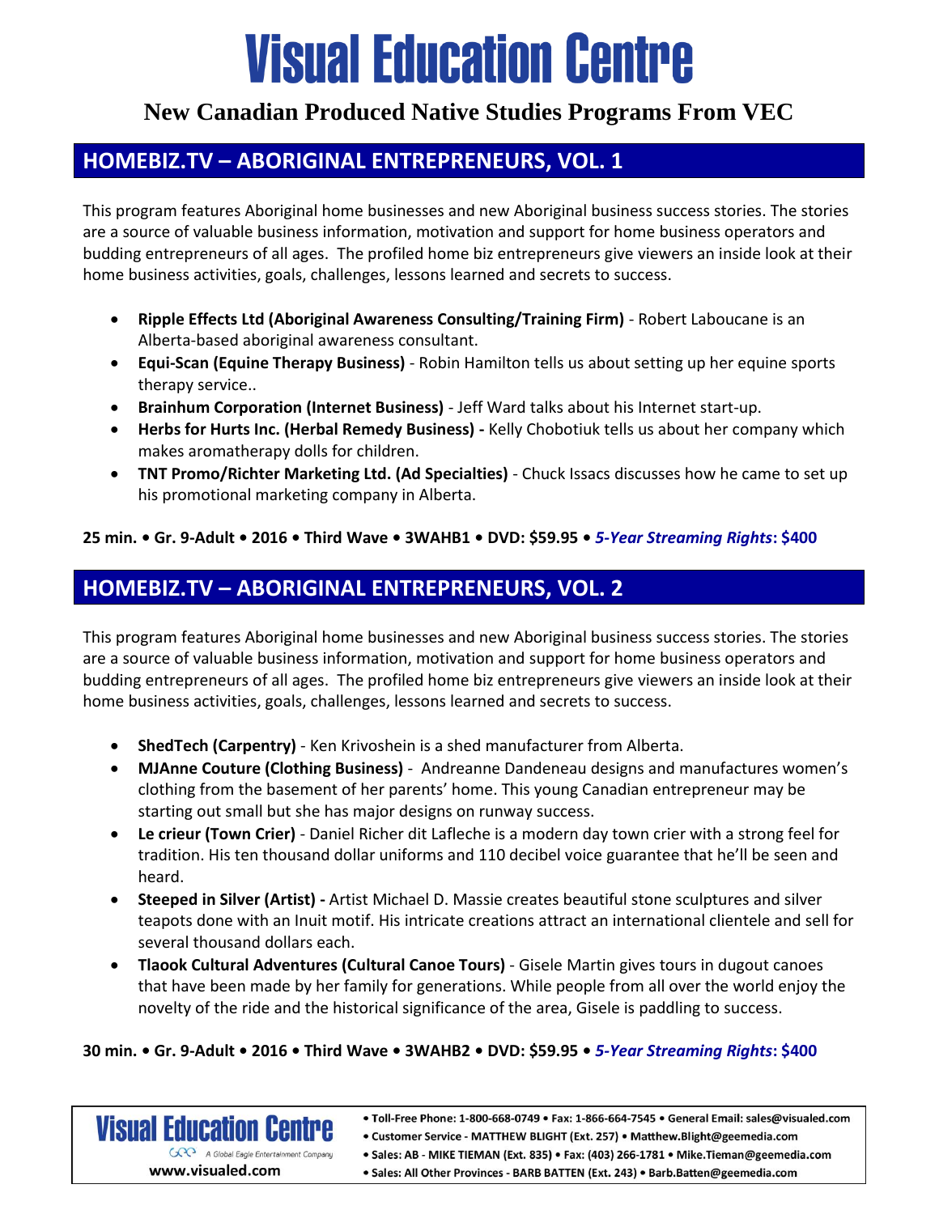# Visual Education Centre

## New Canadian Produced Native Studies Programs From VEC

## HOMEBIZ.TV – ABORIGINAL ENTREPRENEURS, VOL. 1

This program features Aboriginal home businesses and new Aboriginal business success stories. The stories are a source of valuable business information, motivation and support for home business operators and budding entrepreneurs of all ages. The profiled home biz entrepreneurs give viewers an inside look at their home business activities, goals, challenges, lessons learned and secrets to success.

- **Ripple Effects Ltd (Aboriginal Awareness Consulting/Training Firm)** - Robert Laboucane is an Alberta-based aboriginal awareness consultant.
- **Equi-Scan (Equine Therapy Business)** - Robin Hamilton tells us about setting up her equine sports therapy service..
- **Brainhum Corporation (Internet Business)** - Jeff Ward talks about his Internet start-up.
- **Herbs for Hurts Inc. (Herbal Remedy Business) -** Kelly Chobotiuk tells us about her company which makes aromatherapy dolls for children.
- **TNT Promo/Richter Marketing Ltd. (Ad Specialties)** - Chuck Issacs discusses how he came to set up his promotional marketing company in Alberta.

**25 min. • Gr. 9-Adult • 2016 • Third Wave • 3WAHB1 • DVD: $59.95 • *5-Year Streaming Rights*: $400**

## HOMEBIZ.TV – ABORIGINAL ENTREPRENEURS, VOL. 2

This program features Aboriginal home businesses and new Aboriginal business success stories. The stories are a source of valuable business information, motivation and support for home business operators and budding entrepreneurs of all ages. The profiled home biz entrepreneurs give viewers an inside look at their home business activities, goals, challenges, lessons learned and secrets to success.

- **ShedTech (Carpentry)** - Ken Krivoshein is a shed manufacturer from Alberta.
- **MJAnne Couture (Clothing Business)** - Andreanne Dandeneau designs and manufactures women's clothing from the basement of her parents' home. This young Canadian entrepreneur may be starting out small but she has major designs on runway success.
- **Le crieur (Town Crier)** - Daniel Richer dit Lafleche is a modern day town crier with a strong feel for tradition. His ten thousand dollar uniforms and 110 decibel voice guarantee that he'll be seen and heard.
- **Steeped in Silver (Artist) -** Artist Michael D. Massie creates beautiful stone sculptures and silver teapots done with an Inuit motif. His intricate creations attract an international clientele and sell for several thousand dollars each.
- **Tlaook Cultural Adventures (Cultural Canoe Tours)** - Gisele Martin gives tours in dugout canoes that have been made by her family for generations. While people from all over the world enjoy the novelty of the ride and the historical significance of the area, Gisele is paddling to success.

**30 min. • Gr. 9-Adult • 2016 • Third Wave • 3WAHB2 • DVD: $59.95 • *5-Year Streaming Rights*: $400**

**Visual Education Centre**
A Global Eagle Entertainment Company
www.visualed.com

- Toll-Free Phone: 1-800-668-0749 • Fax: 1-866-664-7545 • General Email: sales@visualed.com
- Customer Service - MATTHEW BLIGHT (Ext. 257) • Matthew.Blight@geemedia.com
- Sales: AB - MIKE TIEMAN (Ext. 835) • Fax: (403) 266-1781 • Mike.Tieman@geemedia.com
- Sales: All Other Provinces - BARB BATTEN (Ext. 243) • Barb.Batten@geemedia.com